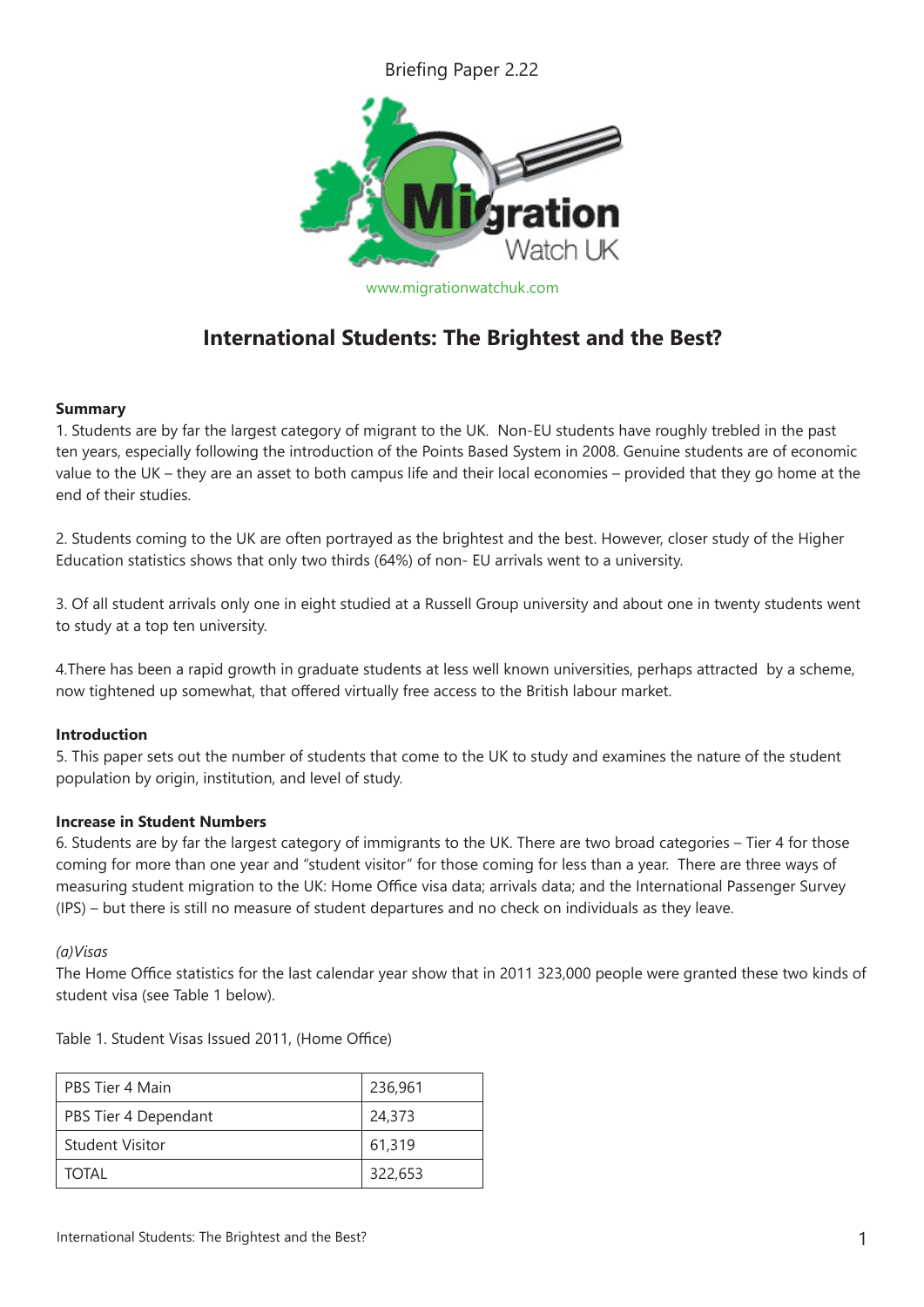Briefing Paper 2.22

www.migrationwatchuk.com

# International Students: The Brightest and the Best?

### Summary

1. Students are by far the largest category of migrant to the UK. Non-EU students have roughly trebled in the past ten years, especially following the introduction of the Points Based System in 2008. Genuine students are of economic value to the UK – they are an asset to both campus life and their local economies – provided that they go home at the end of their studies.

2. Students coming to the UK are often portrayed as the brightest and the best. However, closer study of the Higher Education statistics shows that only two thirds (64%) of non- EU arrivals went to a university.

3. Of all student arrivals only one in eight studied at a Russell Group university and about one in twenty students went to study at a top ten university.

4.There has been a rapid growth in graduate students at less well known universities, perhaps attracted by a scheme, now tightened up somewhat, that offered virtually free access to the British labour market.

### Introduction

5. This paper sets out the number of students that come to the UK to study and examines the nature of the student population by origin, institution, and level of study.

### Increase in Student Numbers

6. Students are by far the largest category of immigrants to the UK. There are two broad categories – Tier 4 for those coming for more than one year and "student visitor" for those coming for less than a year. There are three ways of measuring student migration to the UK: Home Office visa data; arrivals data; and the International Passenger Survey (IPS) – but there is still no measure of student departures and no check on individuals as they leave.

*(a)Visas*

The Home Office statistics for the last calendar year show that in 2011 323,000 people were granted these two kinds of student visa (see Table 1 below).

Table 1. Student Visas Issued 2011, (Home Office)

| | |
|---|---|
| PBS Tier 4 Main | 236,961 |
| PBS Tier 4 Dependant | 24,373 |
| Student Visitor | 61,319 |
| TOTAL | 322,653 |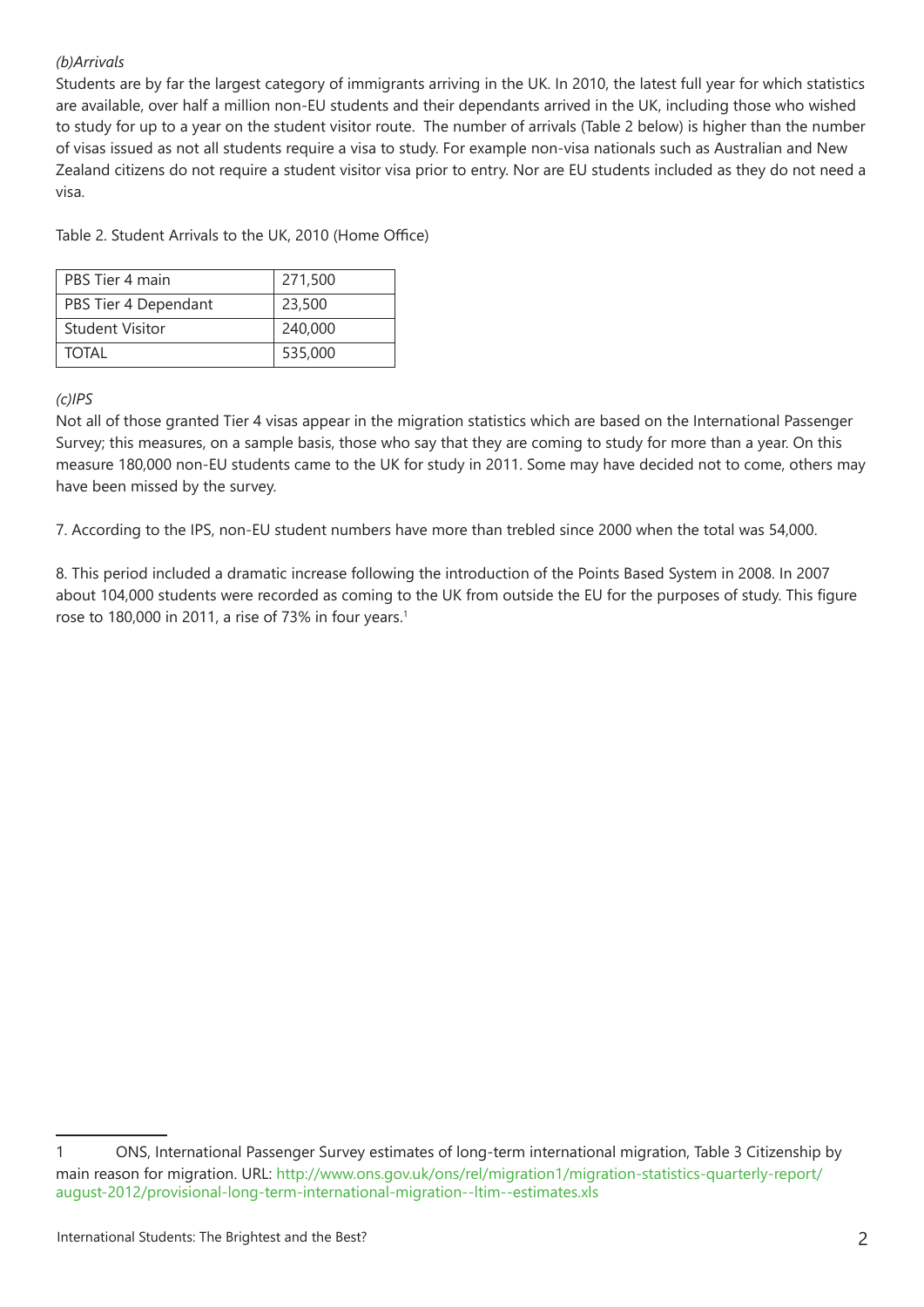*(b)Arrivals*

Students are by far the largest category of immigrants arriving in the UK. In 2010, the latest full year for which statistics are available, over half a million non-EU students and their dependants arrived in the UK, including those who wished to study for up to a year on the student visitor route. The number of arrivals (Table 2 below) is higher than the number of visas issued as not all students require a visa to study. For example non-visa nationals such as Australian and New Zealand citizens do not require a student visitor visa prior to entry. Nor are EU students included as they do not need a visa.

Table 2. Student Arrivals to the UK, 2010 (Home Office)

| PBS Tier 4 main | 271,500 |
|---|---|
| PBS Tier 4 Dependant | 23,500 |
| Student Visitor | 240,000 |
| TOTAL | 535,000 |

*(c)IPS*

Not all of those granted Tier 4 visas appear in the migration statistics which are based on the International Passenger Survey; this measures, on a sample basis, those who say that they are coming to study for more than a year. On this measure 180,000 non-EU students came to the UK for study in 2011. Some may have decided not to come, others may have been missed by the survey.

7. According to the IPS, non-EU student numbers have more than trebled since 2000 when the total was 54,000.

8. This period included a dramatic increase following the introduction of the Points Based System in 2008. In 2007 about 104,000 students were recorded as coming to the UK from outside the EU for the purposes of study. This figure rose to 180,000 in 2011, a rise of 73% in four years.[1]

---

1 ONS, International Passenger Survey estimates of long-term international migration, Table 3 Citizenship by main reason for migration. URL: http://www.ons.gov.uk/ons/rel/migration1/migration-statistics-quarterly-report/august-2012/provisional-long-term-international-migration--ltim--estimates.xls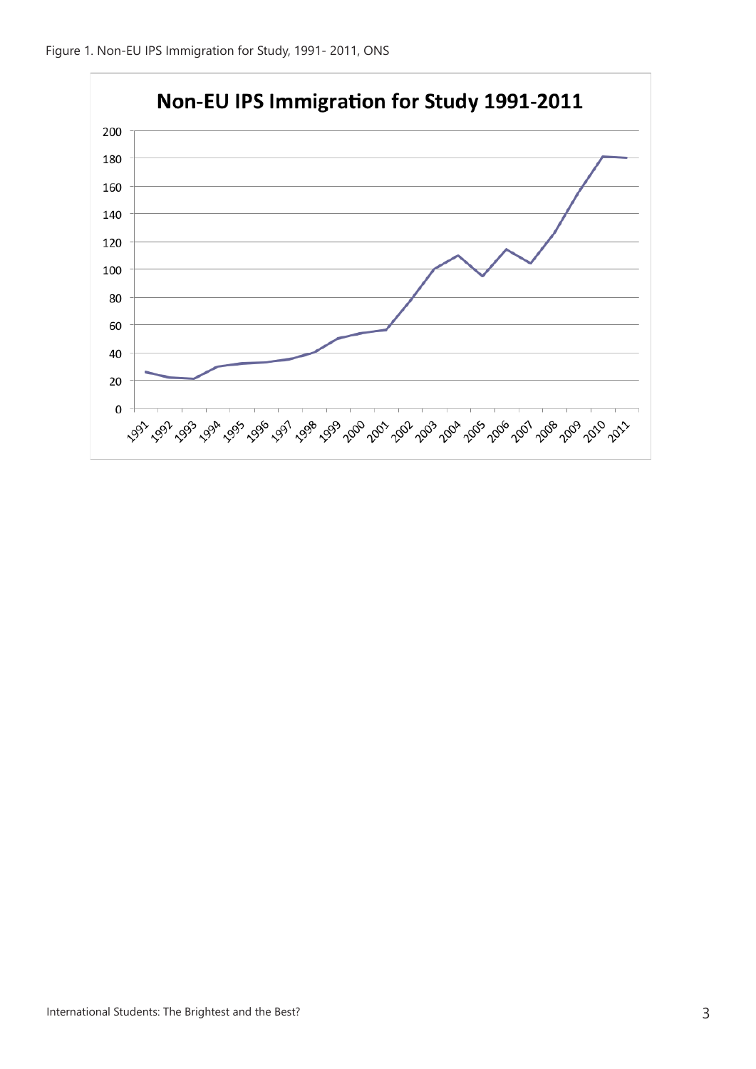Figure 1. Non-EU IPS Immigration for Study, 1991- 2011, ONS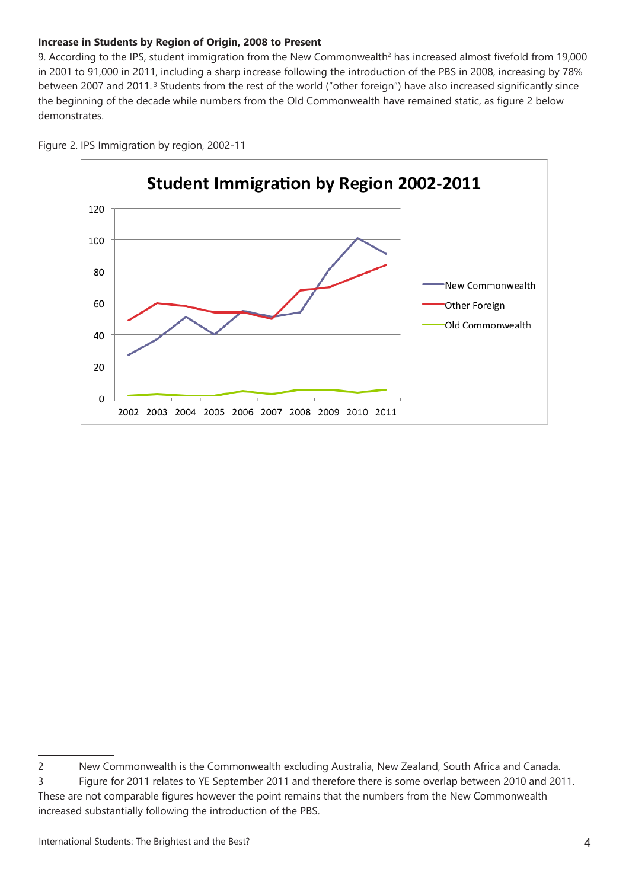**Increase in Students by Region of Origin, 2008 to Present**

9. According to the IPS, student immigration from the New Commonwealth[2] has increased almost fivefold from 19,000 in 2001 to 91,000 in 2011, including a sharp increase following the introduction of the PBS in 2008, increasing by 78% between 2007 and 2011.[3] Students from the rest of the world ("other foreign") have also increased significantly since the beginning of the decade while numbers from the Old Commonwealth have remained static, as figure 2 below demonstrates.

Figure 2. IPS Immigration by region, 2002-11

---

2 New Commonwealth is the Commonwealth excluding Australia, New Zealand, South Africa and Canada.

3 Figure for 2011 relates to YE September 2011 and therefore there is some overlap between 2010 and 2011. These are not comparable figures however the point remains that the numbers from the New Commonwealth increased substantially following the introduction of the PBS.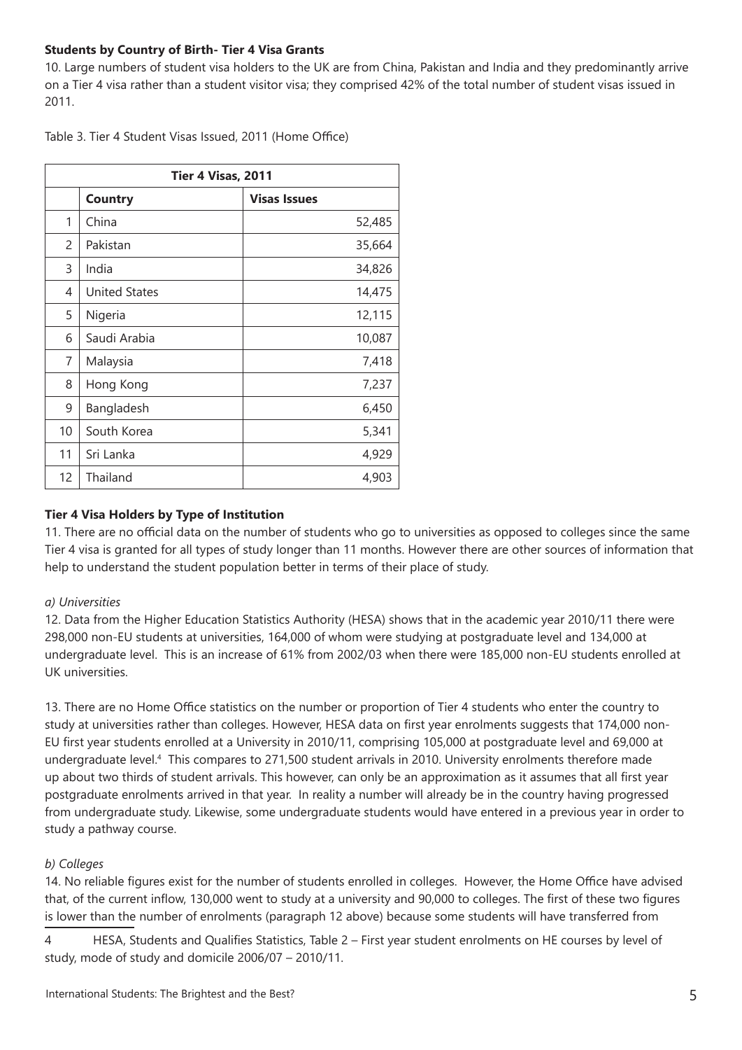**Students by Country of Birth- Tier 4 Visa Grants**

10. Large numbers of student visa holders to the UK are from China, Pakistan and India and they predominantly arrive on a Tier 4 visa rather than a student visitor visa; they comprised 42% of the total number of student visas issued in 2011.

Table 3. Tier 4 Student Visas Issued, 2011 (Home Office)

| Tier 4 Visas, 2011 | | |
|---|---|---|
| | **Country** | **Visas Issues** |
| 1 | China | 52,485 |
| 2 | Pakistan | 35,664 |
| 3 | India | 34,826 |
| 4 | United States | 14,475 |
| 5 | Nigeria | 12,115 |
| 6 | Saudi Arabia | 10,087 |
| 7 | Malaysia | 7,418 |
| 8 | Hong Kong | 7,237 |
| 9 | Bangladesh | 6,450 |
| 10 | South Korea | 5,341 |
| 11 | Sri Lanka | 4,929 |
| 12 | Thailand | 4,903 |

**Tier 4 Visa Holders by Type of Institution**

11. There are no official data on the number of students who go to universities as opposed to colleges since the same Tier 4 visa is granted for all types of study longer than 11 months. However there are other sources of information that help to understand the student population better in terms of their place of study.

*a) Universities*

12. Data from the Higher Education Statistics Authority (HESA) shows that in the academic year 2010/11 there were 298,000 non-EU students at universities, 164,000 of whom were studying at postgraduate level and 134,000 at undergraduate level. This is an increase of 61% from 2002/03 when there were 185,000 non-EU students enrolled at UK universities.

13. There are no Home Office statistics on the number or proportion of Tier 4 students who enter the country to study at universities rather than colleges. However, HESA data on first year enrolments suggests that 174,000 non-EU first year students enrolled at a University in 2010/11, comprising 105,000 at postgraduate level and 69,000 at undergraduate level.[4] This compares to 271,500 student arrivals in 2010. University enrolments therefore made up about two thirds of student arrivals. This however, can only be an approximation as it assumes that all first year postgraduate enrolments arrived in that year. In reality a number will already be in the country having progressed from undergraduate study. Likewise, some undergraduate students would have entered in a previous year in order to study a pathway course.

*b) Colleges*

14. No reliable figures exist for the number of students enrolled in colleges. However, the Home Office have advised that, of the current inflow, 130,000 went to study at a university and 90,000 to colleges. The first of these two figures is lower than the number of enrolments (paragraph 12 above) because some students will have transferred from

4 HESA, Students and Qualifies Statistics, Table 2 – First year student enrolments on HE courses by level of study, mode of study and domicile 2006/07 – 2010/11.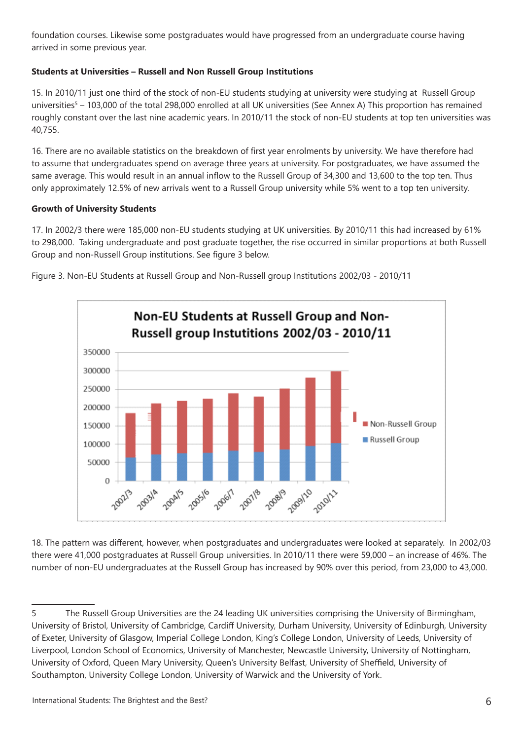foundation courses. Likewise some postgraduates would have progressed from an undergraduate course having arrived in some previous year.

**Students at Universities – Russell and Non Russell Group Institutions**

15. In 2010/11 just one third of the stock of non-EU students studying at university were studying at Russell Group universities[5] – 103,000 of the total 298,000 enrolled at all UK universities (See Annex A) This proportion has remained roughly constant over the last nine academic years. In 2010/11 the stock of non-EU students at top ten universities was 40,755.

16. There are no available statistics on the breakdown of first year enrolments by university. We have therefore had to assume that undergraduates spend on average three years at university. For postgraduates, we have assumed the same average. This would result in an annual inflow to the Russell Group of 34,300 and 13,600 to the top ten. Thus only approximately 12.5% of new arrivals went to a Russell Group university while 5% went to a top ten university.

**Growth of University Students**

17. In 2002/3 there were 185,000 non-EU students studying at UK universities. By 2010/11 this had increased by 61% to 298,000. Taking undergraduate and post graduate together, the rise occurred in similar proportions at both Russell Group and non-Russell Group institutions. See figure 3 below.

Figure 3. Non-EU Students at Russell Group and Non-Russell group Institutions 2002/03 - 2010/11

18. The pattern was different, however, when postgraduates and undergraduates were looked at separately. In 2002/03 there were 41,000 postgraduates at Russell Group universities. In 2010/11 there were 59,000 – an increase of 46%. The number of non-EU undergraduates at the Russell Group has increased by 90% over this period, from 23,000 to 43,000.

---

5 The Russell Group Universities are the 24 leading UK universities comprising the University of Birmingham, University of Bristol, University of Cambridge, Cardiff University, Durham University, University of Edinburgh, University of Exeter, University of Glasgow, Imperial College London, King's College London, University of Leeds, University of Liverpool, London School of Economics, University of Manchester, Newcastle University, University of Nottingham, University of Oxford, Queen Mary University, Queen's University Belfast, University of Sheffield, University of Southampton, University College London, University of Warwick and the University of York.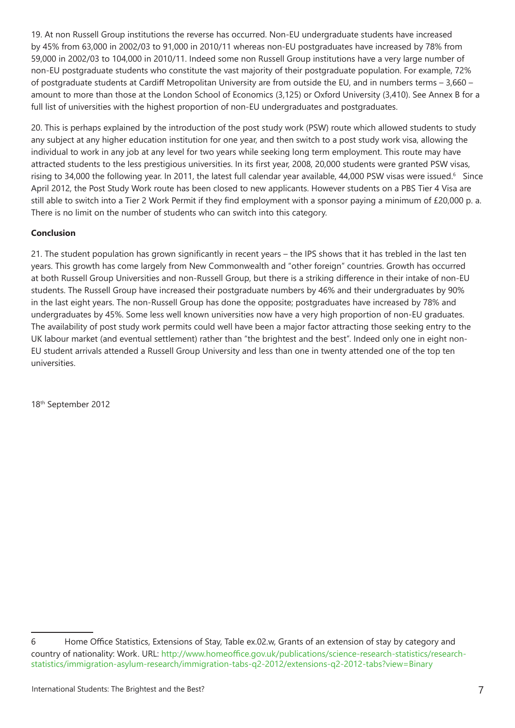19. At non Russell Group institutions the reverse has occurred. Non-EU undergraduate students have increased by 45% from 63,000 in 2002/03 to 91,000 in 2010/11 whereas non-EU postgraduates have increased by 78% from 59,000 in 2002/03 to 104,000 in 2010/11. Indeed some non Russell Group institutions have a very large number of non-EU postgraduate students who constitute the vast majority of their postgraduate population. For example, 72% of postgraduate students at Cardiff Metropolitan University are from outside the EU, and in numbers terms – 3,660 – amount to more than those at the London School of Economics (3,125) or Oxford University (3,410). See Annex B for a full list of universities with the highest proportion of non-EU undergraduates and postgraduates.

20. This is perhaps explained by the introduction of the post study work (PSW) route which allowed students to study any subject at any higher education institution for one year, and then switch to a post study work visa, allowing the individual to work in any job at any level for two years while seeking long term employment. This route may have attracted students to the less prestigious universities. In its first year, 2008, 20,000 students were granted PSW visas, rising to 34,000 the following year. In 2011, the latest full calendar year available, 44,000 PSW visas were issued.[6] Since April 2012, the Post Study Work route has been closed to new applicants. However students on a PBS Tier 4 Visa are still able to switch into a Tier 2 Work Permit if they find employment with a sponsor paying a minimum of £20,000 p. a. There is no limit on the number of students who can switch into this category.

**Conclusion**

21. The student population has grown significantly in recent years – the IPS shows that it has trebled in the last ten years. This growth has come largely from New Commonwealth and "other foreign" countries. Growth has occurred at both Russell Group Universities and non-Russell Group, but there is a striking difference in their intake of non-EU students. The Russell Group have increased their postgraduate numbers by 46% and their undergraduates by 90% in the last eight years. The non-Russell Group has done the opposite; postgraduates have increased by 78% and undergraduates by 45%. Some less well known universities now have a very high proportion of non-EU graduates. The availability of post study work permits could well have been a major factor attracting those seeking entry to the UK labour market (and eventual settlement) rather than "the brightest and the best". Indeed only one in eight non-EU student arrivals attended a Russell Group University and less than one in twenty attended one of the top ten universities.

18th September 2012

---

6 Home Office Statistics, Extensions of Stay, Table ex.02.w, Grants of an extension of stay by category and country of nationality: Work. URL: http://www.homeoffice.gov.uk/publications/science-research-statistics/research-statistics/immigration-asylum-research/immigration-tabs-q2-2012/extensions-q2-2012-tabs?view=Binary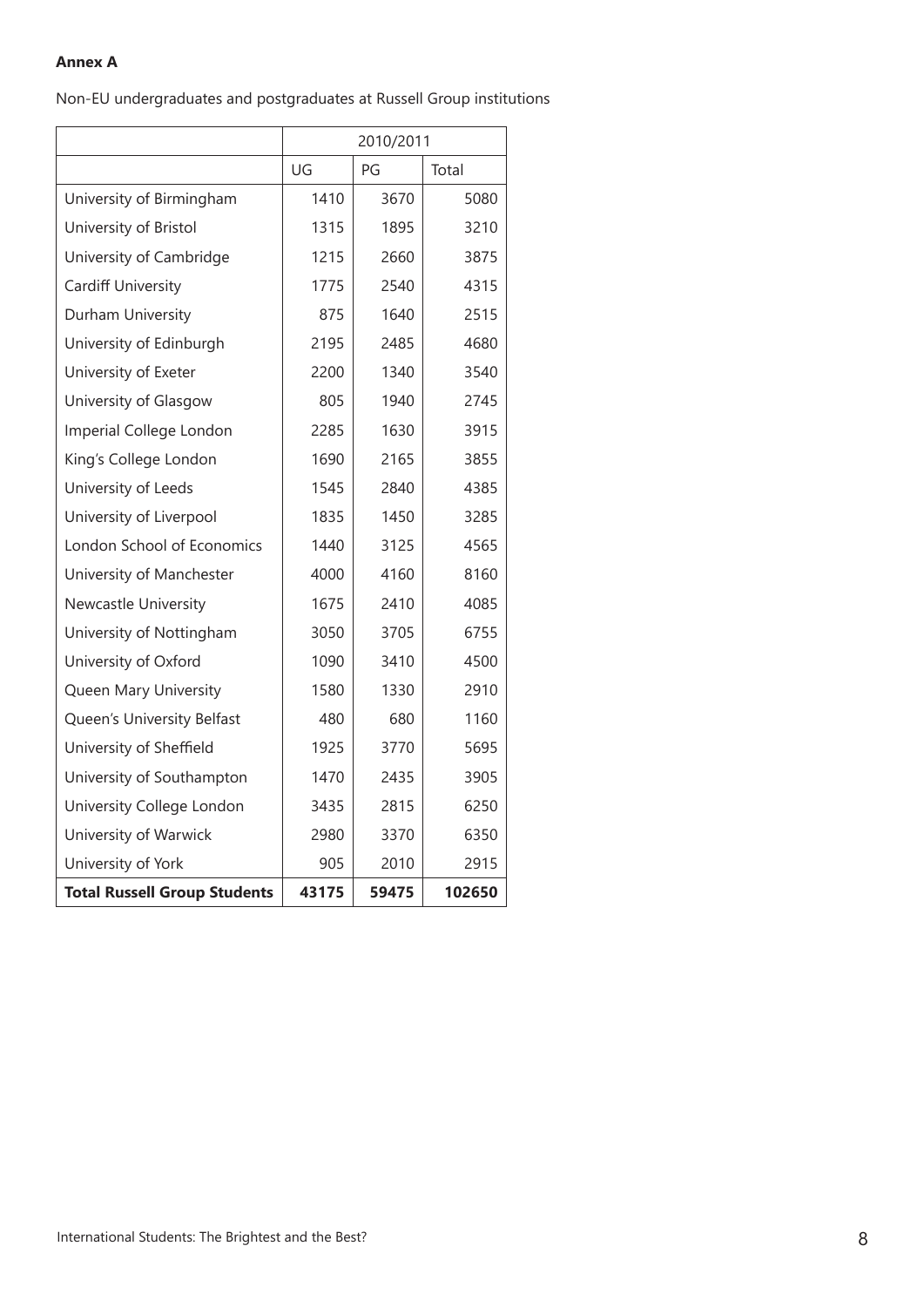**Annex A**

Non-EU undergraduates and postgraduates at Russell Group institutions

| | 2010/2011 | | |
|---|---|---|---|
| | UG | PG | Total |
| University of Birmingham | 1410 | 3670 | 5080 |
| University of Bristol | 1315 | 1895 | 3210 |
| University of Cambridge | 1215 | 2660 | 3875 |
| Cardiff University | 1775 | 2540 | 4315 |
| Durham University | 875 | 1640 | 2515 |
| University of Edinburgh | 2195 | 2485 | 4680 |
| University of Exeter | 2200 | 1340 | 3540 |
| University of Glasgow | 805 | 1940 | 2745 |
| Imperial College London | 2285 | 1630 | 3915 |
| King's College London | 1690 | 2165 | 3855 |
| University of Leeds | 1545 | 2840 | 4385 |
| University of Liverpool | 1835 | 1450 | 3285 |
| London School of Economics | 1440 | 3125 | 4565 |
| University of Manchester | 4000 | 4160 | 8160 |
| Newcastle University | 1675 | 2410 | 4085 |
| University of Nottingham | 3050 | 3705 | 6755 |
| University of Oxford | 1090 | 3410 | 4500 |
| Queen Mary University | 1580 | 1330 | 2910 |
| Queen's University Belfast | 480 | 680 | 1160 |
| University of Sheffield | 1925 | 3770 | 5695 |
| University of Southampton | 1470 | 2435 | 3905 |
| University College London | 3435 | 2815 | 6250 |
| University of Warwick | 2980 | 3370 | 6350 |
| University of York | 905 | 2010 | 2915 |
| **Total Russell Group Students** | **43175** | **59475** | **102650** |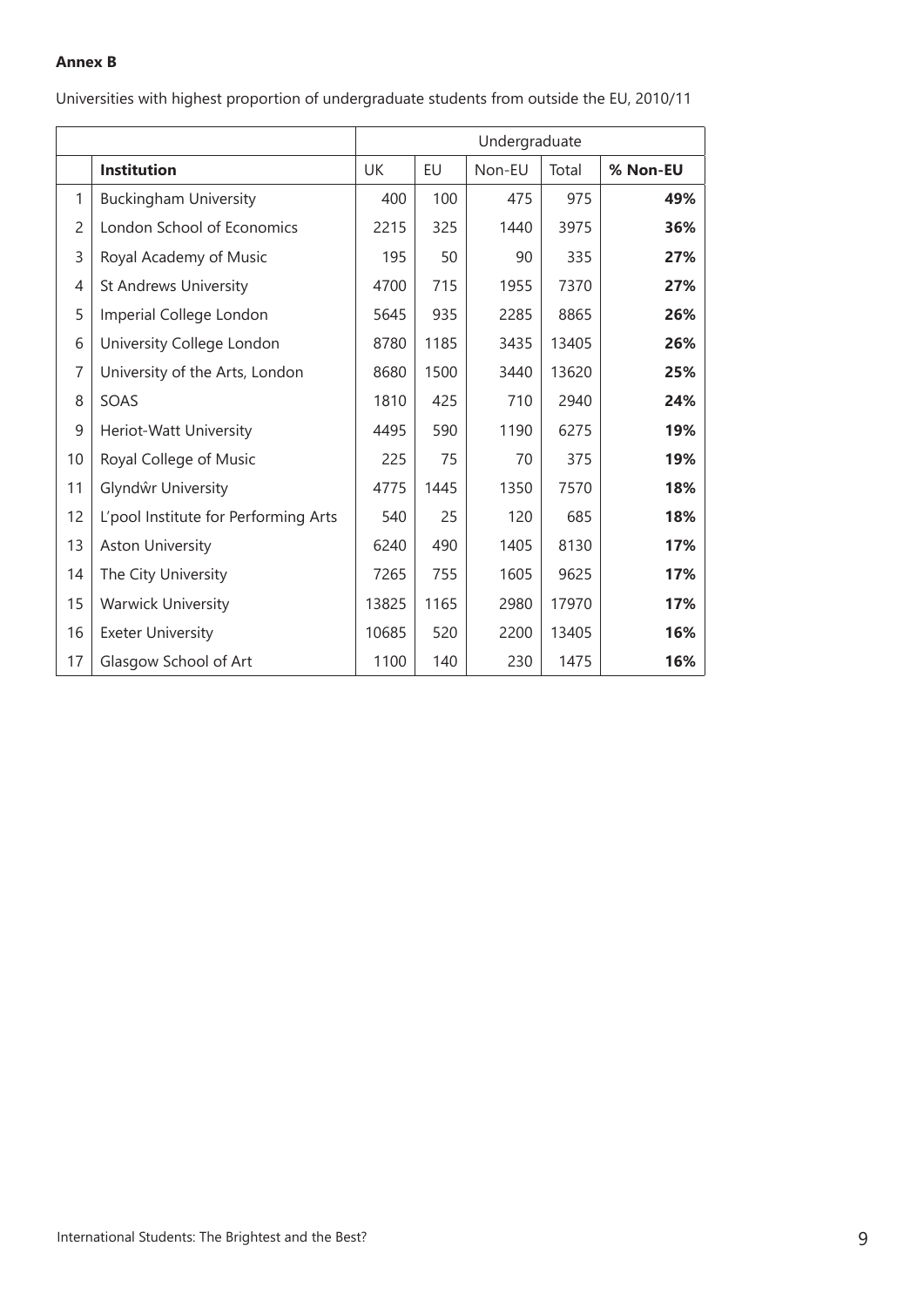**Annex B**

Universities with highest proportion of undergraduate students from outside the EU, 2010/11

| | | Undergraduate | | | | |
|---|---|---|---|---|---|---|
| | **Institution** | UK | EU | Non-EU | Total | **% Non-EU** |
| 1 | Buckingham University | 400 | 100 | 475 | 975 | **49%** |
| 2 | London School of Economics | 2215 | 325 | 1440 | 3975 | **36%** |
| 3 | Royal Academy of Music | 195 | 50 | 90 | 335 | **27%** |
| 4 | St Andrews University | 4700 | 715 | 1955 | 7370 | **27%** |
| 5 | Imperial College London | 5645 | 935 | 2285 | 8865 | **26%** |
| 6 | University College London | 8780 | 1185 | 3435 | 13405 | **26%** |
| 7 | University of the Arts, London | 8680 | 1500 | 3440 | 13620 | **25%** |
| 8 | SOAS | 1810 | 425 | 710 | 2940 | **24%** |
| 9 | Heriot-Watt University | 4495 | 590 | 1190 | 6275 | **19%** |
| 10 | Royal College of Music | 225 | 75 | 70 | 375 | **19%** |
| 11 | Glyndŵr University | 4775 | 1445 | 1350 | 7570 | **18%** |
| 12 | L'pool Institute for Performing Arts | 540 | 25 | 120 | 685 | **18%** |
| 13 | Aston University | 6240 | 490 | 1405 | 8130 | **17%** |
| 14 | The City University | 7265 | 755 | 1605 | 9625 | **17%** |
| 15 | Warwick University | 13825 | 1165 | 2980 | 17970 | **17%** |
| 16 | Exeter University | 10685 | 520 | 2200 | 13405 | **16%** |
| 17 | Glasgow School of Art | 1100 | 140 | 230 | 1475 | **16%** |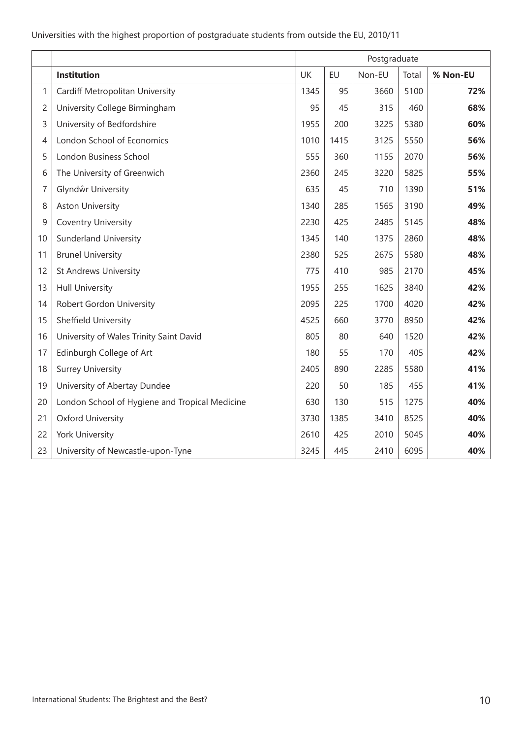Universities with the highest proportion of postgraduate students from outside the EU, 2010/11

| | | Postgraduate | | | | |
|---|---|---|---|---|---|---|
| | **Institution** | UK | EU | Non-EU | Total | **% Non-EU** |
| 1 | Cardiff Metropolitan University | 1345 | 95 | 3660 | 5100 | **72%** |
| 2 | University College Birmingham | 95 | 45 | 315 | 460 | **68%** |
| 3 | University of Bedfordshire | 1955 | 200 | 3225 | 5380 | **60%** |
| 4 | London School of Economics | 1010 | 1415 | 3125 | 5550 | **56%** |
| 5 | London Business School | 555 | 360 | 1155 | 2070 | **56%** |
| 6 | The University of Greenwich | 2360 | 245 | 3220 | 5825 | **55%** |
| 7 | Glyndŵr University | 635 | 45 | 710 | 1390 | **51%** |
| 8 | Aston University | 1340 | 285 | 1565 | 3190 | **49%** |
| 9 | Coventry University | 2230 | 425 | 2485 | 5145 | **48%** |
| 10 | Sunderland University | 1345 | 140 | 1375 | 2860 | **48%** |
| 11 | Brunel University | 2380 | 525 | 2675 | 5580 | **48%** |
| 12 | St Andrews University | 775 | 410 | 985 | 2170 | **45%** |
| 13 | Hull University | 1955 | 255 | 1625 | 3840 | **42%** |
| 14 | Robert Gordon University | 2095 | 225 | 1700 | 4020 | **42%** |
| 15 | Sheffield University | 4525 | 660 | 3770 | 8950 | **42%** |
| 16 | University of Wales Trinity Saint David | 805 | 80 | 640 | 1520 | **42%** |
| 17 | Edinburgh College of Art | 180 | 55 | 170 | 405 | **42%** |
| 18 | Surrey University | 2405 | 890 | 2285 | 5580 | **41%** |
| 19 | University of Abertay Dundee | 220 | 50 | 185 | 455 | **41%** |
| 20 | London School of Hygiene and Tropical Medicine | 630 | 130 | 515 | 1275 | **40%** |
| 21 | Oxford University | 3730 | 1385 | 3410 | 8525 | **40%** |
| 22 | York University | 2610 | 425 | 2010 | 5045 | **40%** |
| 23 | University of Newcastle-upon-Tyne | 3245 | 445 | 2410 | 6095 | **40%** |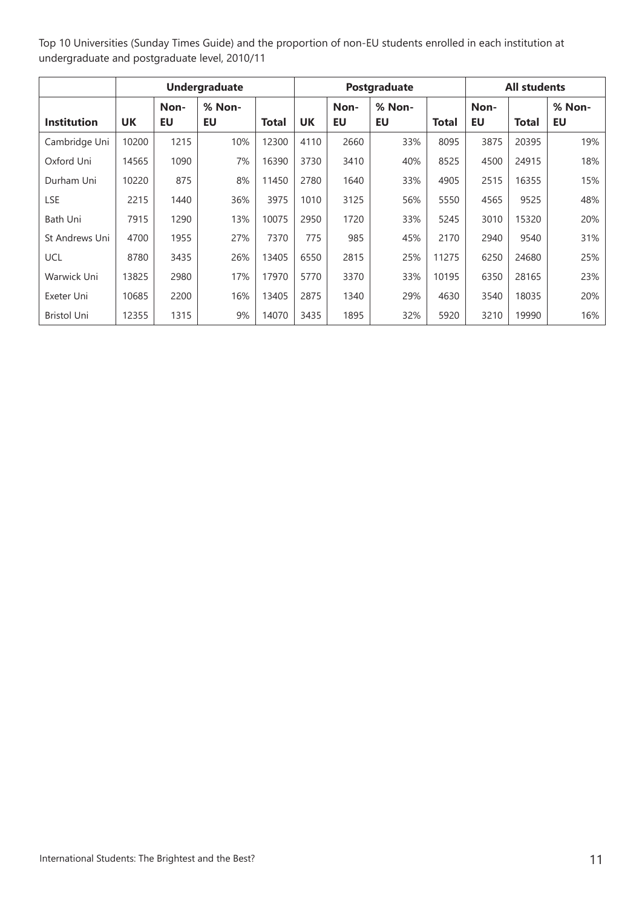Top 10 Universities (Sunday Times Guide) and the proportion of non-EU students enrolled in each institution at undergraduate and postgraduate level, 2010/11

| | Undergraduate | | | | Postgraduate | | | | All students | | |
|---|---|---|---|---|---|---|---|---|---|---|---|
| **Institution** | **UK** | **Non-EU** | **% Non-EU** | **Total** | **UK** | **Non-EU** | **% Non-EU** | **Total** | **Non-EU** | **Total** | **% Non-EU** |
| Cambridge Uni | 10200 | 1215 | 10% | 12300 | 4110 | 2660 | 33% | 8095 | 3875 | 20395 | 19% |
| Oxford Uni | 14565 | 1090 | 7% | 16390 | 3730 | 3410 | 40% | 8525 | 4500 | 24915 | 18% |
| Durham Uni | 10220 | 875 | 8% | 11450 | 2780 | 1640 | 33% | 4905 | 2515 | 16355 | 15% |
| LSE | 2215 | 1440 | 36% | 3975 | 1010 | 3125 | 56% | 5550 | 4565 | 9525 | 48% |
| Bath Uni | 7915 | 1290 | 13% | 10075 | 2950 | 1720 | 33% | 5245 | 3010 | 15320 | 20% |
| St Andrews Uni | 4700 | 1955 | 27% | 7370 | 775 | 985 | 45% | 2170 | 2940 | 9540 | 31% |
| UCL | 8780 | 3435 | 26% | 13405 | 6550 | 2815 | 25% | 11275 | 6250 | 24680 | 25% |
| Warwick Uni | 13825 | 2980 | 17% | 17970 | 5770 | 3370 | 33% | 10195 | 6350 | 28165 | 23% |
| Exeter Uni | 10685 | 2200 | 16% | 13405 | 2875 | 1340 | 29% | 4630 | 3540 | 18035 | 20% |
| Bristol Uni | 12355 | 1315 | 9% | 14070 | 3435 | 1895 | 32% | 5920 | 3210 | 19990 | 16% |